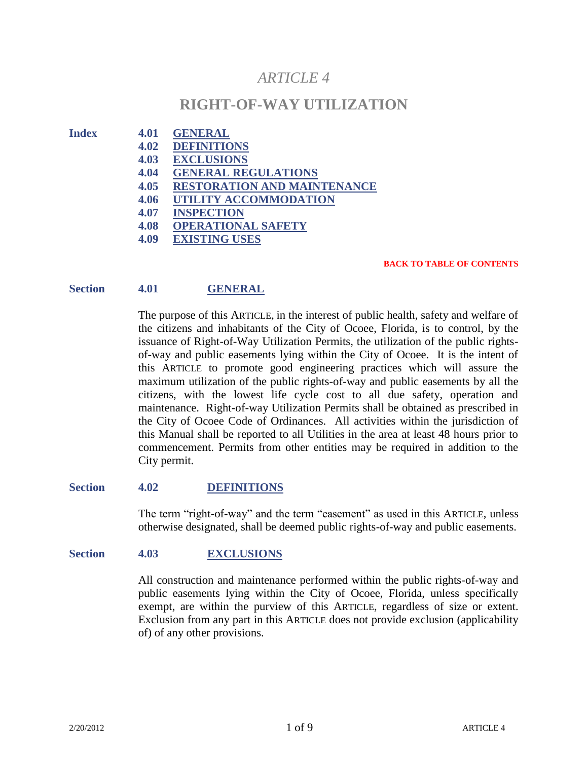# *ARTICLE 4*

# RIGHT-OF-WAY UTILIZATION

**Index**

- **4.01 GENERAL**
- **4.02 DEFINITIONS**
- **4.03 EXCLUSIONS**
- **4.04 GENERAL REGULATIONS**
- **4.05 RESTORATION AND MAINTENANCE**
- **4.06 UTILITY ACCOMMODATION**
- **4.07 INSPECTION**
- **4.08 OPERATIONAL SAFETY**
- **4.09 EXISTING USES**

**BACK TO TABLE OF CONTENTS**

## Section 4.01 GENERAL

The purpose of this ARTICLE, in the interest of public health, safety and welfare of the citizens and inhabitants of the City of Ocoee, Florida, is to control, by the issuance of Right-of-Way Utilization Permits, the utilization of the public rights-of-way and public easements lying within the City of Ocoee. It is the intent of this ARTICLE to promote good engineering practices which will assure the maximum utilization of the public rights-of-way and public easements by all the citizens, with the lowest life cycle cost to all due safety, operation and maintenance. Right-of-way Utilization Permits shall be obtained as prescribed in the City of Ocoee Code of Ordinances. All activities within the jurisdiction of this Manual shall be reported to all Utilities in the area at least 48 hours prior to commencement. Permits from other entities may be required in addition to the City permit.

## Section 4.02 DEFINITIONS

The term "right-of-way" and the term "easement" as used in this ARTICLE, unless otherwise designated, shall be deemed public rights-of-way and public easements.

## Section 4.03 EXCLUSIONS

All construction and maintenance performed within the public rights-of-way and public easements lying within the City of Ocoee, Florida, unless specifically exempt, are within the purview of this ARTICLE, regardless of size or extent. Exclusion from any part in this ARTICLE does not provide exclusion (applicability of) of any other provisions.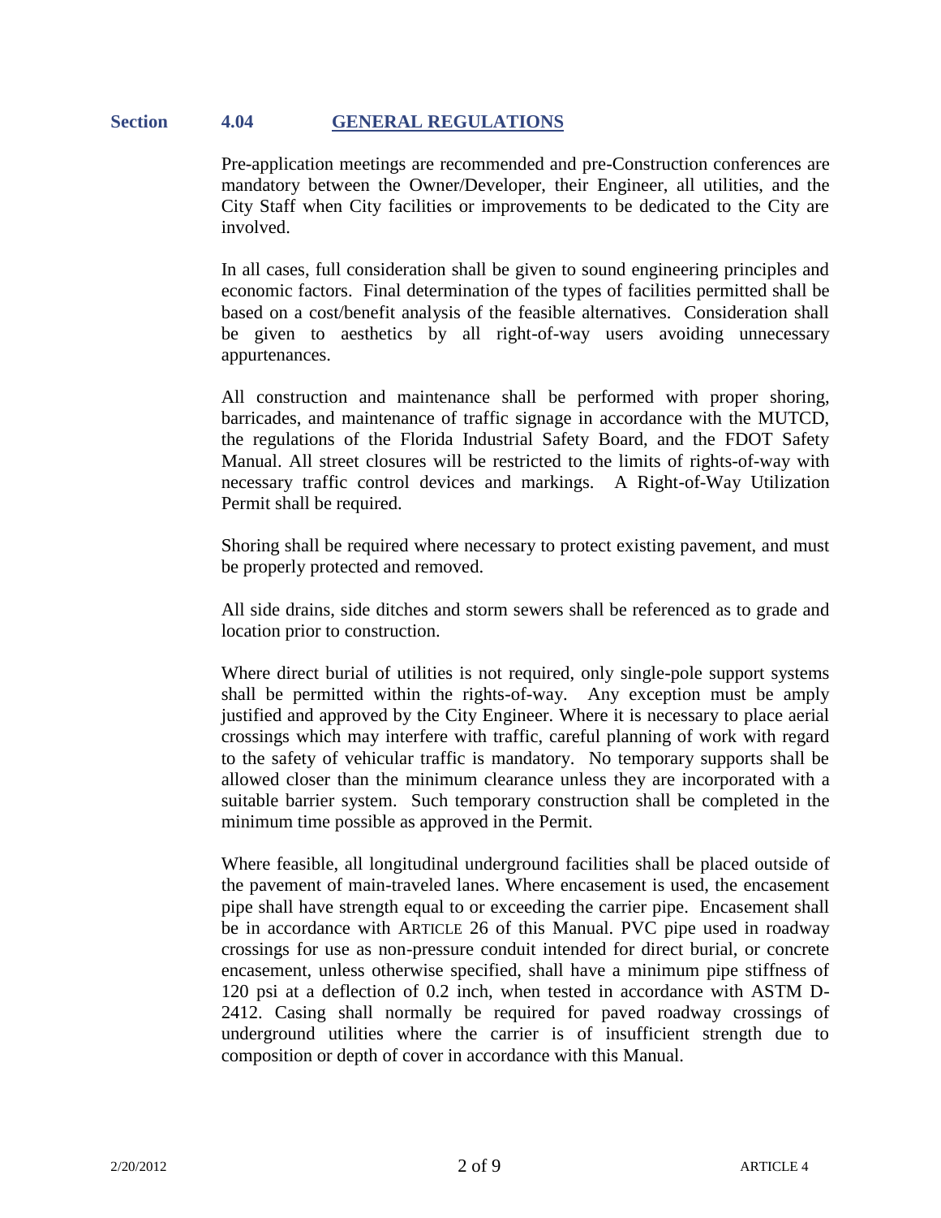## Section 4.04 GENERAL REGULATIONS

Pre-application meetings are recommended and pre-Construction conferences are mandatory between the Owner/Developer, their Engineer, all utilities, and the City Staff when City facilities or improvements to be dedicated to the City are involved.

In all cases, full consideration shall be given to sound engineering principles and economic factors. Final determination of the types of facilities permitted shall be based on a cost/benefit analysis of the feasible alternatives. Consideration shall be given to aesthetics by all right-of-way users avoiding unnecessary appurtenances.

All construction and maintenance shall be performed with proper shoring, barricades, and maintenance of traffic signage in accordance with the MUTCD, the regulations of the Florida Industrial Safety Board, and the FDOT Safety Manual. All street closures will be restricted to the limits of rights-of-way with necessary traffic control devices and markings. A Right-of-Way Utilization Permit shall be required.

Shoring shall be required where necessary to protect existing pavement, and must be properly protected and removed.

All side drains, side ditches and storm sewers shall be referenced as to grade and location prior to construction.

Where direct burial of utilities is not required, only single-pole support systems shall be permitted within the rights-of-way. Any exception must be amply justified and approved by the City Engineer. Where it is necessary to place aerial crossings which may interfere with traffic, careful planning of work with regard to the safety of vehicular traffic is mandatory. No temporary supports shall be allowed closer than the minimum clearance unless they are incorporated with a suitable barrier system. Such temporary construction shall be completed in the minimum time possible as approved in the Permit.

Where feasible, all longitudinal underground facilities shall be placed outside of the pavement of main-traveled lanes. Where encasement is used, the encasement pipe shall have strength equal to or exceeding the carrier pipe. Encasement shall be in accordance with ARTICLE 26 of this Manual. PVC pipe used in roadway crossings for use as non-pressure conduit intended for direct burial, or concrete encasement, unless otherwise specified, shall have a minimum pipe stiffness of 120 psi at a deflection of 0.2 inch, when tested in accordance with ASTM D-2412. Casing shall normally be required for paved roadway crossings of underground utilities where the carrier is of insufficient strength due to composition or depth of cover in accordance with this Manual.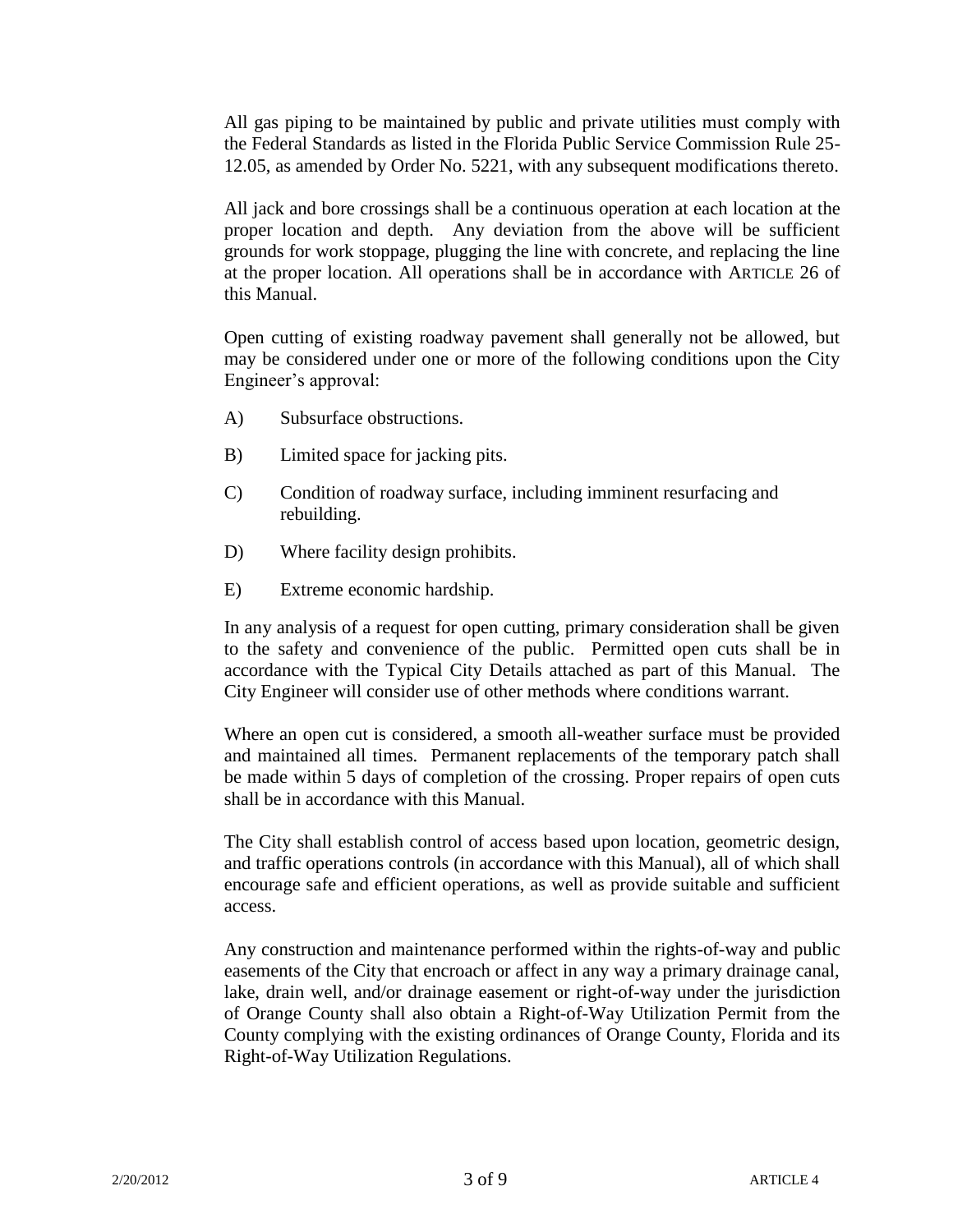All gas piping to be maintained by public and private utilities must comply with the Federal Standards as listed in the Florida Public Service Commission Rule 25-12.05, as amended by Order No. 5221, with any subsequent modifications thereto.

All jack and bore crossings shall be a continuous operation at each location at the proper location and depth. Any deviation from the above will be sufficient grounds for work stoppage, plugging the line with concrete, and replacing the line at the proper location. All operations shall be in accordance with ARTICLE 26 of this Manual.

Open cutting of existing roadway pavement shall generally not be allowed, but may be considered under one or more of the following conditions upon the City Engineer's approval:

A) Subsurface obstructions.

B) Limited space for jacking pits.

C) Condition of roadway surface, including imminent resurfacing and rebuilding.

D) Where facility design prohibits.

E) Extreme economic hardship.

In any analysis of a request for open cutting, primary consideration shall be given to the safety and convenience of the public. Permitted open cuts shall be in accordance with the Typical City Details attached as part of this Manual. The City Engineer will consider use of other methods where conditions warrant.

Where an open cut is considered, a smooth all-weather surface must be provided and maintained all times. Permanent replacements of the temporary patch shall be made within 5 days of completion of the crossing. Proper repairs of open cuts shall be in accordance with this Manual.

The City shall establish control of access based upon location, geometric design, and traffic operations controls (in accordance with this Manual), all of which shall encourage safe and efficient operations, as well as provide suitable and sufficient access.

Any construction and maintenance performed within the rights-of-way and public easements of the City that encroach or affect in any way a primary drainage canal, lake, drain well, and/or drainage easement or right-of-way under the jurisdiction of Orange County shall also obtain a Right-of-Way Utilization Permit from the County complying with the existing ordinances of Orange County, Florida and its Right-of-Way Utilization Regulations.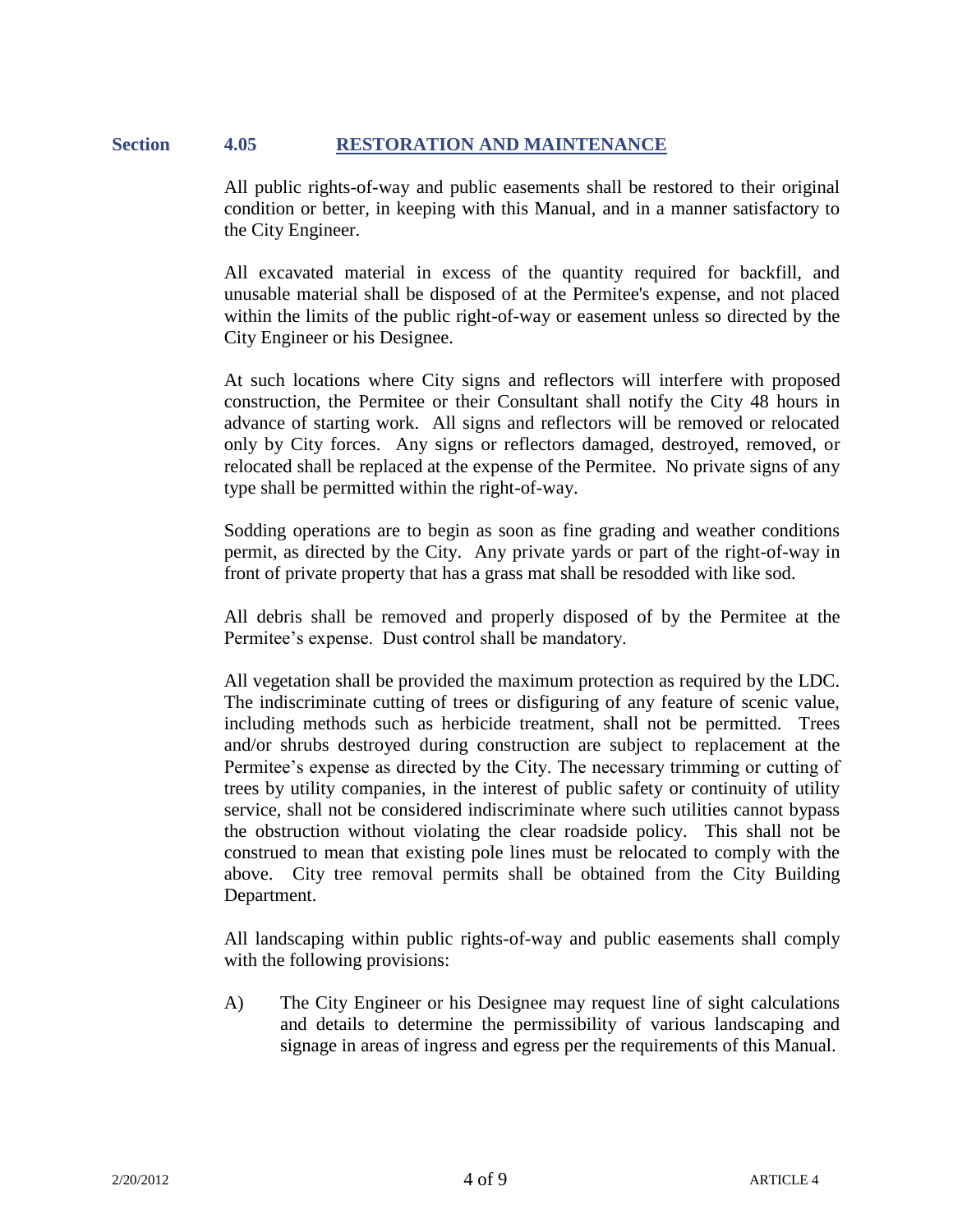## Section 4.05 RESTORATION AND MAINTENANCE

All public rights-of-way and public easements shall be restored to their original condition or better, in keeping with this Manual, and in a manner satisfactory to the City Engineer.

All excavated material in excess of the quantity required for backfill, and unusable material shall be disposed of at the Permitee's expense, and not placed within the limits of the public right-of-way or easement unless so directed by the City Engineer or his Designee.

At such locations where City signs and reflectors will interfere with proposed construction, the Permitee or their Consultant shall notify the City 48 hours in advance of starting work. All signs and reflectors will be removed or relocated only by City forces. Any signs or reflectors damaged, destroyed, removed, or relocated shall be replaced at the expense of the Permitee. No private signs of any type shall be permitted within the right-of-way.

Sodding operations are to begin as soon as fine grading and weather conditions permit, as directed by the City. Any private yards or part of the right-of-way in front of private property that has a grass mat shall be resodded with like sod.

All debris shall be removed and properly disposed of by the Permitee at the Permitee's expense. Dust control shall be mandatory.

All vegetation shall be provided the maximum protection as required by the LDC. The indiscriminate cutting of trees or disfiguring of any feature of scenic value, including methods such as herbicide treatment, shall not be permitted. Trees and/or shrubs destroyed during construction are subject to replacement at the Permitee's expense as directed by the City. The necessary trimming or cutting of trees by utility companies, in the interest of public safety or continuity of utility service, shall not be considered indiscriminate where such utilities cannot bypass the obstruction without violating the clear roadside policy. This shall not be construed to mean that existing pole lines must be relocated to comply with the above. City tree removal permits shall be obtained from the City Building Department.

All landscaping within public rights-of-way and public easements shall comply with the following provisions:

A) The City Engineer or his Designee may request line of sight calculations and details to determine the permissibility of various landscaping and signage in areas of ingress and egress per the requirements of this Manual.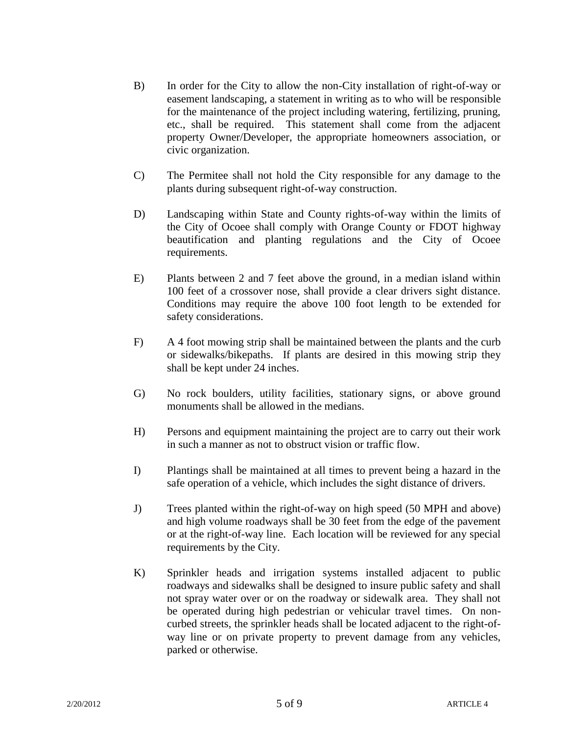B) In order for the City to allow the non-City installation of right-of-way or easement landscaping, a statement in writing as to who will be responsible for the maintenance of the project including watering, fertilizing, pruning, etc., shall be required. This statement shall come from the adjacent property Owner/Developer, the appropriate homeowners association, or civic organization.

C) The Permitee shall not hold the City responsible for any damage to the plants during subsequent right-of-way construction.

D) Landscaping within State and County rights-of-way within the limits of the City of Ocoee shall comply with Orange County or FDOT highway beautification and planting regulations and the City of Ocoee requirements.

E) Plants between 2 and 7 feet above the ground, in a median island within 100 feet of a crossover nose, shall provide a clear drivers sight distance. Conditions may require the above 100 foot length to be extended for safety considerations.

F) A 4 foot mowing strip shall be maintained between the plants and the curb or sidewalks/bikepaths. If plants are desired in this mowing strip they shall be kept under 24 inches.

G) No rock boulders, utility facilities, stationary signs, or above ground monuments shall be allowed in the medians.

H) Persons and equipment maintaining the project are to carry out their work in such a manner as not to obstruct vision or traffic flow.

I) Plantings shall be maintained at all times to prevent being a hazard in the safe operation of a vehicle, which includes the sight distance of drivers.

J) Trees planted within the right-of-way on high speed (50 MPH and above) and high volume roadways shall be 30 feet from the edge of the pavement or at the right-of-way line. Each location will be reviewed for any special requirements by the City.

K) Sprinkler heads and irrigation systems installed adjacent to public roadways and sidewalks shall be designed to insure public safety and shall not spray water over or on the roadway or sidewalk area. They shall not be operated during high pedestrian or vehicular travel times. On non-curbed streets, the sprinkler heads shall be located adjacent to the right-of-way line or on private property to prevent damage from any vehicles, parked or otherwise.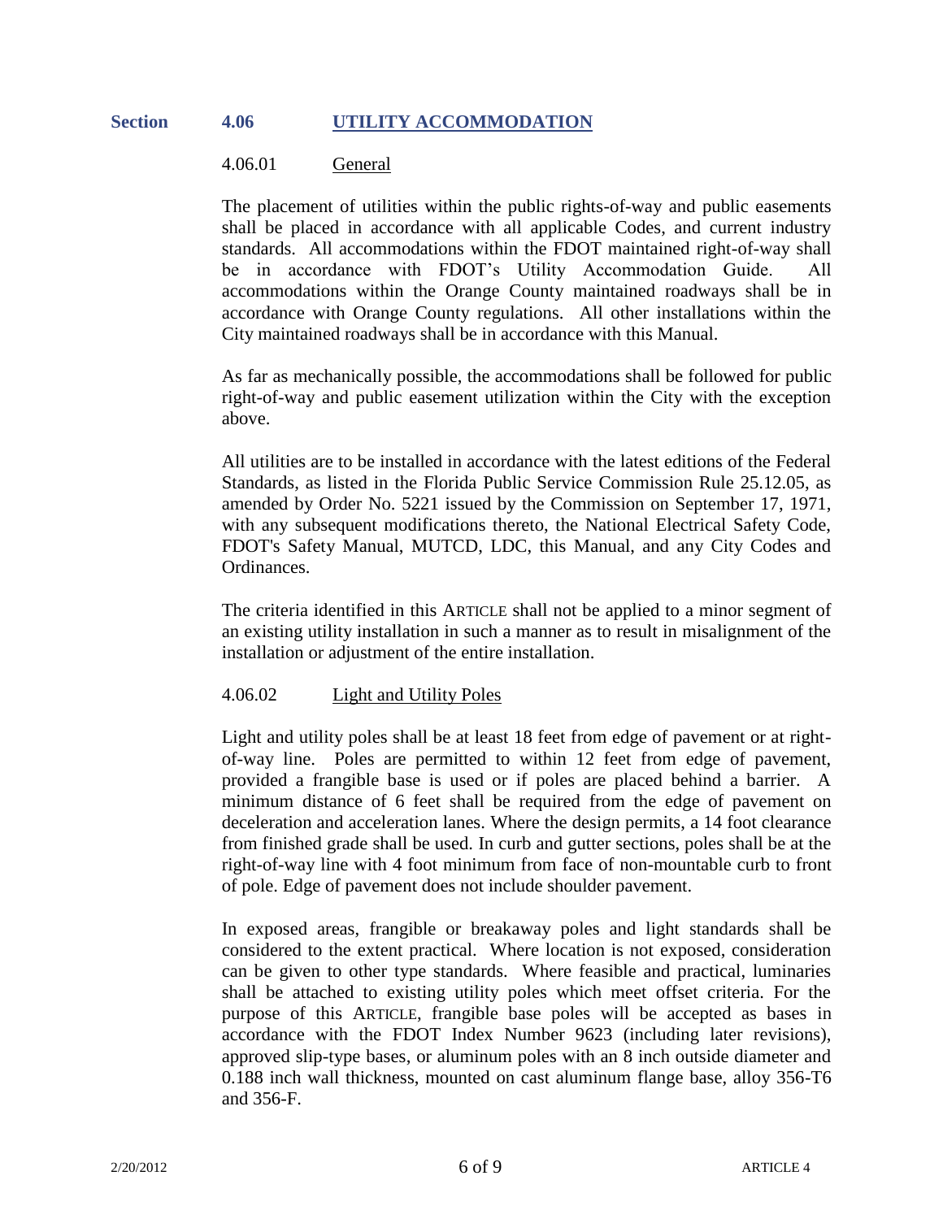## Section 4.06 UTILITY ACCOMMODATION

### 4.06.01 General

The placement of utilities within the public rights-of-way and public easements shall be placed in accordance with all applicable Codes, and current industry standards. All accommodations within the FDOT maintained right-of-way shall be in accordance with FDOT's Utility Accommodation Guide. All accommodations within the Orange County maintained roadways shall be in accordance with Orange County regulations. All other installations within the City maintained roadways shall be in accordance with this Manual.

As far as mechanically possible, the accommodations shall be followed for public right-of-way and public easement utilization within the City with the exception above.

All utilities are to be installed in accordance with the latest editions of the Federal Standards, as listed in the Florida Public Service Commission Rule 25.12.05, as amended by Order No. 5221 issued by the Commission on September 17, 1971, with any subsequent modifications thereto, the National Electrical Safety Code, FDOT's Safety Manual, MUTCD, LDC, this Manual, and any City Codes and Ordinances.

The criteria identified in this ARTICLE shall not be applied to a minor segment of an existing utility installation in such a manner as to result in misalignment of the installation or adjustment of the entire installation.

### 4.06.02 Light and Utility Poles

Light and utility poles shall be at least 18 feet from edge of pavement or at right-of-way line. Poles are permitted to within 12 feet from edge of pavement, provided a frangible base is used or if poles are placed behind a barrier. A minimum distance of 6 feet shall be required from the edge of pavement on deceleration and acceleration lanes. Where the design permits, a 14 foot clearance from finished grade shall be used. In curb and gutter sections, poles shall be at the right-of-way line with 4 foot minimum from face of non-mountable curb to front of pole. Edge of pavement does not include shoulder pavement.

In exposed areas, frangible or breakaway poles and light standards shall be considered to the extent practical. Where location is not exposed, consideration can be given to other type standards. Where feasible and practical, luminaries shall be attached to existing utility poles which meet offset criteria. For the purpose of this ARTICLE, frangible base poles will be accepted as bases in accordance with the FDOT Index Number 9623 (including later revisions), approved slip-type bases, or aluminum poles with an 8 inch outside diameter and 0.188 inch wall thickness, mounted on cast aluminum flange base, alloy 356-T6 and 356-F.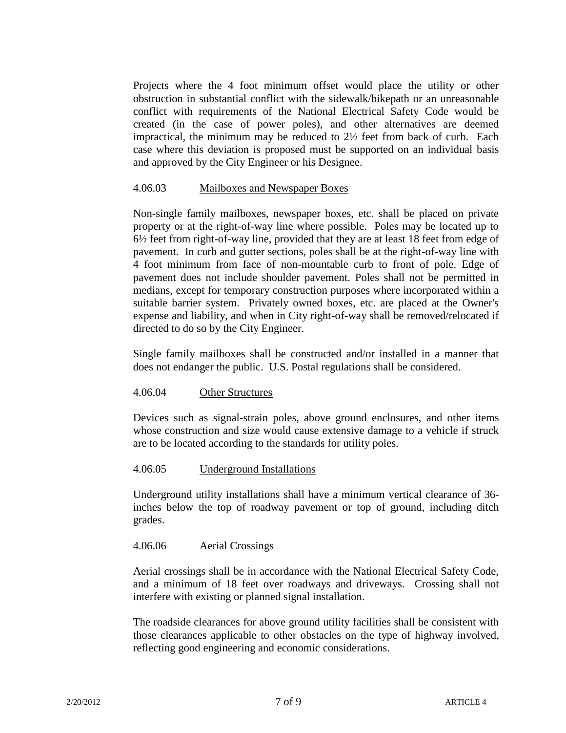Projects where the 4 foot minimum offset would place the utility or other obstruction in substantial conflict with the sidewalk/bikepath or an unreasonable conflict with requirements of the National Electrical Safety Code would be created (in the case of power poles), and other alternatives are deemed impractical, the minimum may be reduced to 2½ feet from back of curb. Each case where this deviation is proposed must be supported on an individual basis and approved by the City Engineer or his Designee.

### 4.06.03 Mailboxes and Newspaper Boxes

Non-single family mailboxes, newspaper boxes, etc. shall be placed on private property or at the right-of-way line where possible. Poles may be located up to 6½ feet from right-of-way line, provided that they are at least 18 feet from edge of pavement. In curb and gutter sections, poles shall be at the right-of-way line with 4 foot minimum from face of non-mountable curb to front of pole. Edge of pavement does not include shoulder pavement. Poles shall not be permitted in medians, except for temporary construction purposes where incorporated within a suitable barrier system. Privately owned boxes, etc. are placed at the Owner's expense and liability, and when in City right-of-way shall be removed/relocated if directed to do so by the City Engineer.

Single family mailboxes shall be constructed and/or installed in a manner that does not endanger the public. U.S. Postal regulations shall be considered.

### 4.06.04 Other Structures

Devices such as signal-strain poles, above ground enclosures, and other items whose construction and size would cause extensive damage to a vehicle if struck are to be located according to the standards for utility poles.

### 4.06.05 Underground Installations

Underground utility installations shall have a minimum vertical clearance of 36-inches below the top of roadway pavement or top of ground, including ditch grades.

### 4.06.06 Aerial Crossings

Aerial crossings shall be in accordance with the National Electrical Safety Code, and a minimum of 18 feet over roadways and driveways. Crossing shall not interfere with existing or planned signal installation.

The roadside clearances for above ground utility facilities shall be consistent with those clearances applicable to other obstacles on the type of highway involved, reflecting good engineering and economic considerations.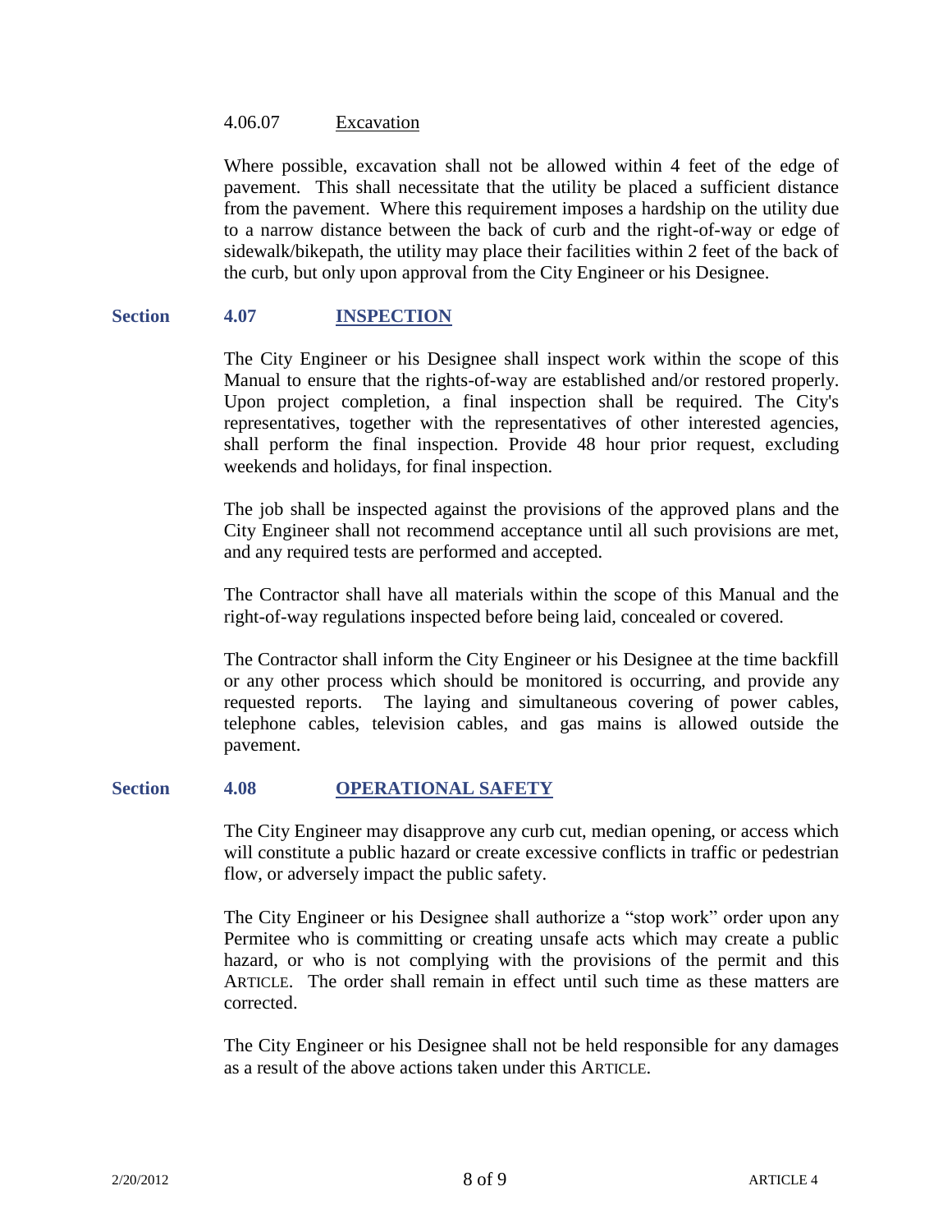#### 4.06.07 Excavation

Where possible, excavation shall not be allowed within 4 feet of the edge of pavement. This shall necessitate that the utility be placed a sufficient distance from the pavement. Where this requirement imposes a hardship on the utility due to a narrow distance between the back of curb and the right-of-way or edge of sidewalk/bikepath, the utility may place their facilities within 2 feet of the back of the curb, but only upon approval from the City Engineer or his Designee.

### Section 4.07 INSPECTION

The City Engineer or his Designee shall inspect work within the scope of this Manual to ensure that the rights-of-way are established and/or restored properly. Upon project completion, a final inspection shall be required. The City's representatives, together with the representatives of other interested agencies, shall perform the final inspection. Provide 48 hour prior request, excluding weekends and holidays, for final inspection.

The job shall be inspected against the provisions of the approved plans and the City Engineer shall not recommend acceptance until all such provisions are met, and any required tests are performed and accepted.

The Contractor shall have all materials within the scope of this Manual and the right-of-way regulations inspected before being laid, concealed or covered.

The Contractor shall inform the City Engineer or his Designee at the time backfill or any other process which should be monitored is occurring, and provide any requested reports. The laying and simultaneous covering of power cables, telephone cables, television cables, and gas mains is allowed outside the pavement.

### Section 4.08 OPERATIONAL SAFETY

The City Engineer may disapprove any curb cut, median opening, or access which will constitute a public hazard or create excessive conflicts in traffic or pedestrian flow, or adversely impact the public safety.

The City Engineer or his Designee shall authorize a "stop work" order upon any Permitee who is committing or creating unsafe acts which may create a public hazard, or who is not complying with the provisions of the permit and this ARTICLE. The order shall remain in effect until such time as these matters are corrected.

The City Engineer or his Designee shall not be held responsible for any damages as a result of the above actions taken under this ARTICLE.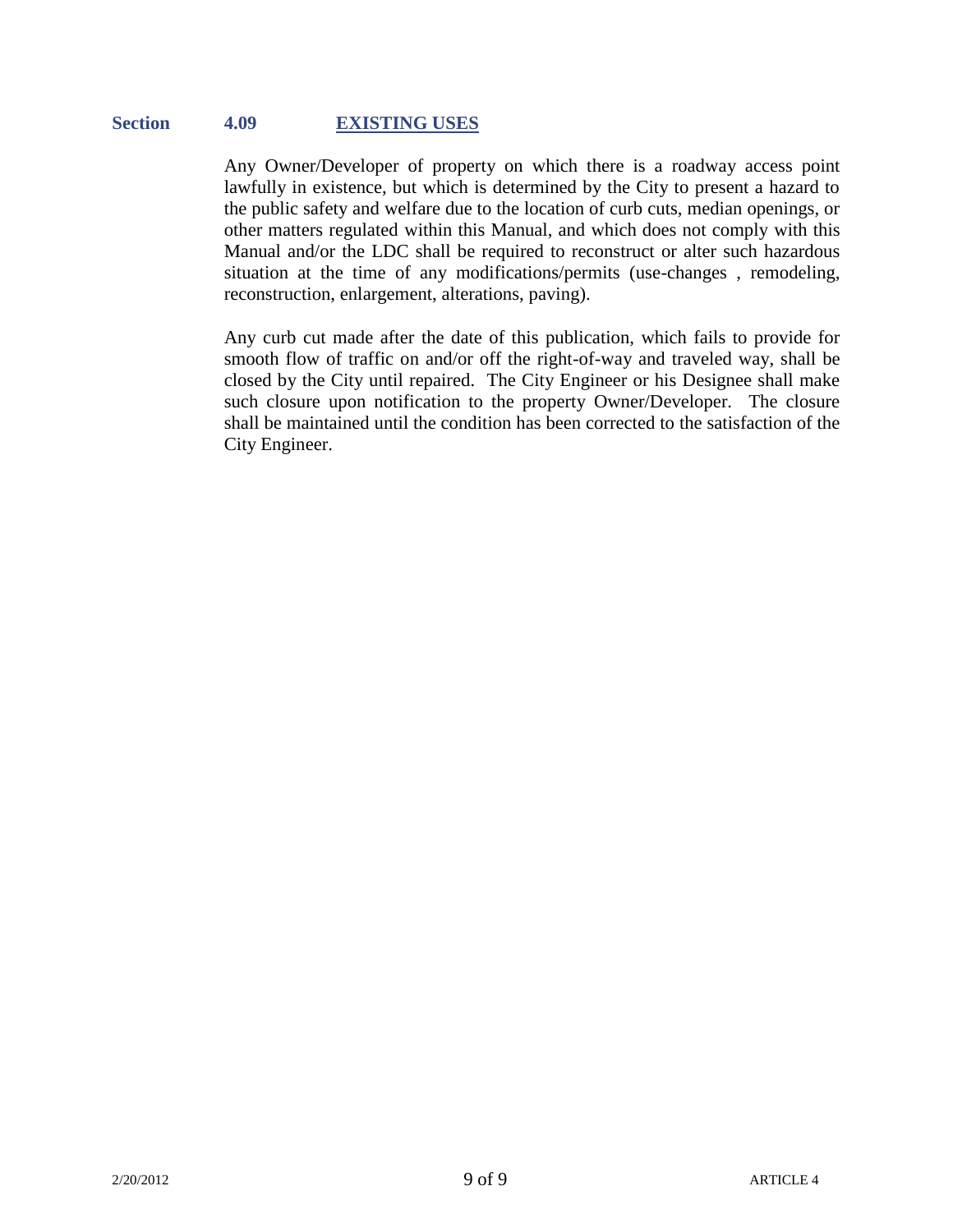## Section 4.09 EXISTING USES

Any Owner/Developer of property on which there is a roadway access point lawfully in existence, but which is determined by the City to present a hazard to the public safety and welfare due to the location of curb cuts, median openings, or other matters regulated within this Manual, and which does not comply with this Manual and/or the LDC shall be required to reconstruct or alter such hazardous situation at the time of any modifications/permits (use-changes , remodeling, reconstruction, enlargement, alterations, paving).

Any curb cut made after the date of this publication, which fails to provide for smooth flow of traffic on and/or off the right-of-way and traveled way, shall be closed by the City until repaired. The City Engineer or his Designee shall make such closure upon notification to the property Owner/Developer. The closure shall be maintained until the condition has been corrected to the satisfaction of the City Engineer.